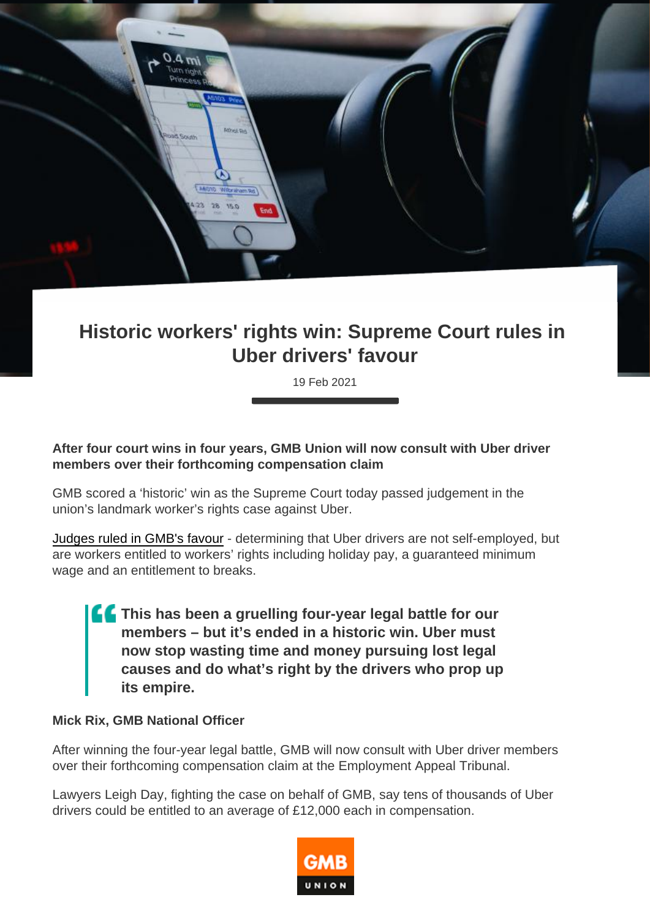# Historic workers' rights win: Supreme Court rules in Uber drivers' favour

19 Feb 2021

**After four court wins in four years, GMB Union will now consult with Uber driver members over their forthcoming compensation claim**

GMB scored a 'historic' win as the Supreme Court today passed judgement in the union's landmark worker's rights case against Uber.

Judges ruled in GMB's favour - determining that Uber drivers are not self-employed, but are workers entitled to workers' rights including holiday pay, a guaranteed minimum wage and an entitlement to breaks.

> **This has been a gruelling four-year legal battle for our members – but it's ended in a historic win. Uber must now stop wasting time and money pursuing lost legal causes and do what's right by the drivers who prop up its empire.**

**Mick Rix, GMB National Officer**

After winning the four-year legal battle, GMB will now consult with Uber driver members over their forthcoming compensation claim at the Employment Appeal Tribunal.

Lawyers Leigh Day, fighting the case on behalf of GMB, say tens of thousands of Uber drivers could be entitled to an average of £12,000 each in compensation.

GMB UNION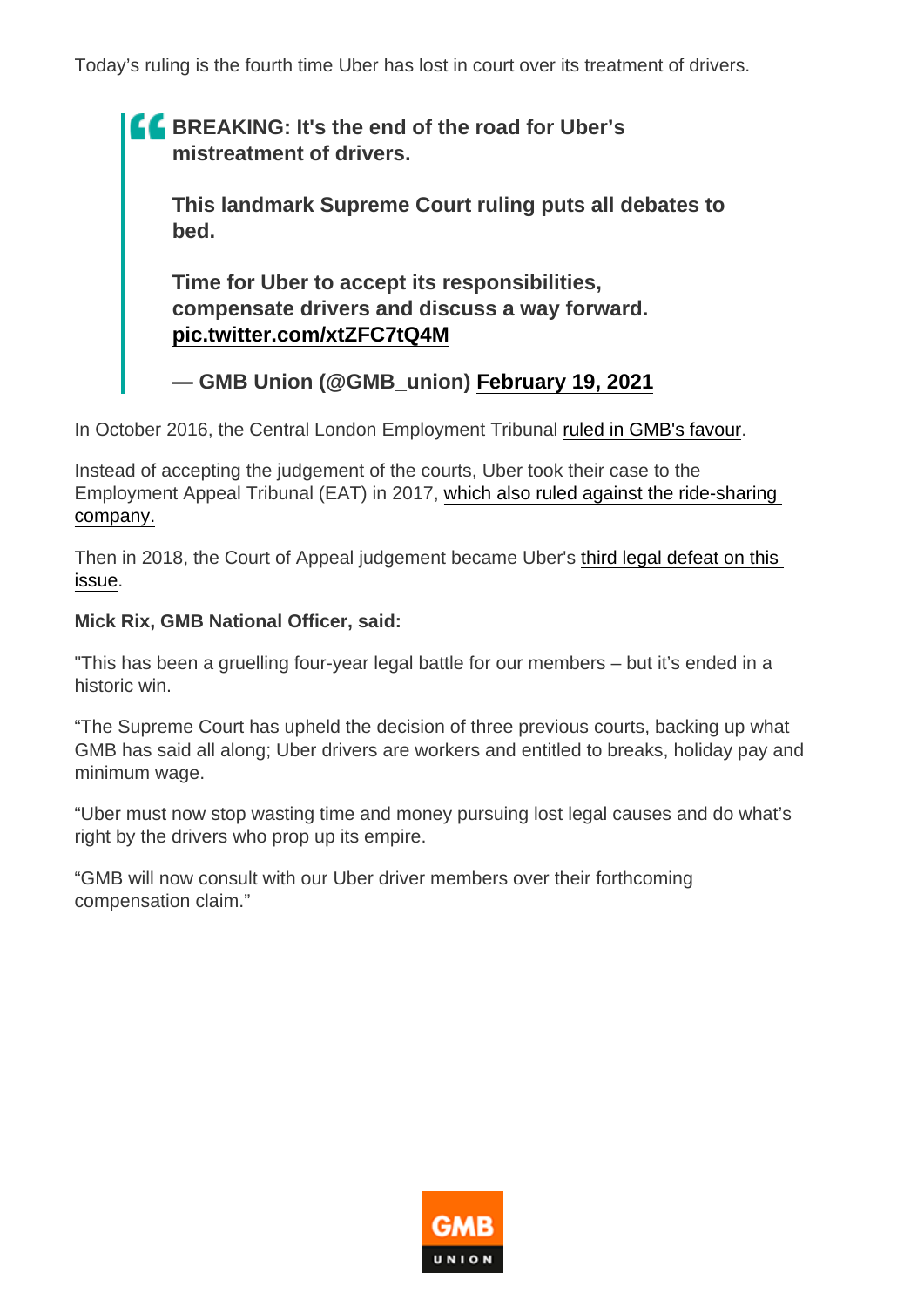Today's ruling is the fourth time Uber has lost in court over its treatment of drivers.

> **BREAKING: It's the end of the road for Uber's mistreatment of drivers.**
>
> **This landmark Supreme Court ruling puts all debates to bed.**
>
> **Time for Uber to accept its responsibilities, compensate drivers and discuss a way forward. pic.twitter.com/xtZFC7tQ4M**
>
> **— GMB Union (@GMB_union) February 19, 2021**

In October 2016, the Central London Employment Tribunal ruled in GMB's favour.

Instead of accepting the judgement of the courts, Uber took their case to the Employment Appeal Tribunal (EAT) in 2017, which also ruled against the ride-sharing company.

Then in 2018, the Court of Appeal judgement became Uber's third legal defeat on this issue.

**Mick Rix, GMB National Officer, said:**

"This has been a gruelling four-year legal battle for our members – but it's ended in a historic win.

"The Supreme Court has upheld the decision of three previous courts, backing up what GMB has said all along; Uber drivers are workers and entitled to breaks, holiday pay and minimum wage.

"Uber must now stop wasting time and money pursuing lost legal causes and do what's right by the drivers who prop up its empire.

"GMB will now consult with our Uber driver members over their forthcoming compensation claim."